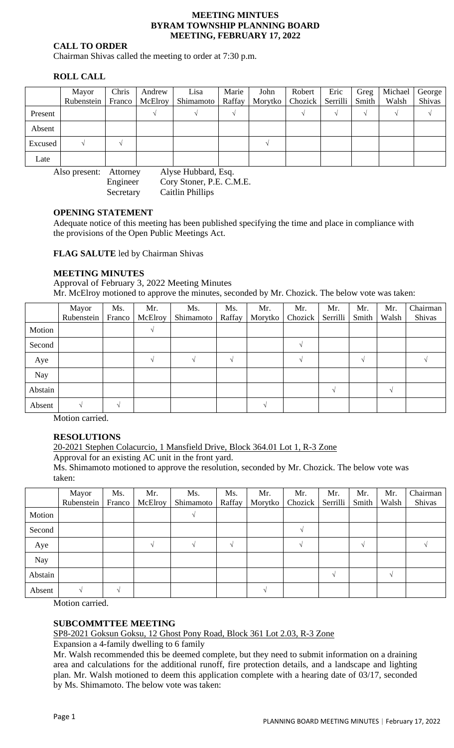# MEETING MINTUES
# BYRAM TOWNSHIP PLANNING BOARD
# MEETING, FEBRUARY 17, 2022

## CALL TO ORDER

Chairman Shivas called the meeting to order at 7:30 p.m.

## ROLL CALL

| | Mayor Rubenstein | Chris Franco | Andrew McElroy | Lisa Shimamoto | Marie Raffay | John Morytko | Robert Chozick | Eric Serrilli | Greg Smith | Michael Walsh | George Shivas |
|---|---|---|---|---|---|---|---|---|---|---|---|
| Present | | | √ | √ | √ | | √ | √ | √ | √ | √ |
| Absent | | | | | | | | | | | |
| Excused | √ | √ | | | | √ | | | | | |
| Late | | | | | | | | | | | |

Also present: Attorney Alyse Hubbard, Esq.
Engineer Cory Stoner, P.E. C.M.E.
Secretary Caitlin Phillips

## OPENING STATEMENT

Adequate notice of this meeting has been published specifying the time and place in compliance with the provisions of the Open Public Meetings Act.

**FLAG SALUTE** led by Chairman Shivas

## MEETING MINUTES

Approval of February 3, 2022 Meeting Minutes

Mr. McElroy motioned to approve the minutes, seconded by Mr. Chozick. The below vote was taken:

| | Mayor Rubenstein | Ms. Franco | Mr. McElroy | Ms. Shimamoto | Ms. Raffay | Mr. Morytko | Mr. Chozick | Mr. Serrilli | Mr. Smith | Mr. Walsh | Chairman Shivas |
|---|---|---|---|---|---|---|---|---|---|---|---|
| Motion | | | √ | | | | | | | | |
| Second | | | | | | | √ | | | | |
| Aye | | | √ | √ | √ | | √ | | √ | | √ |
| Nay | | | | | | | | | | | |
| Abstain | | | | | | | | √ | | √ | |
| Absent | √ | √ | | | | √ | | | | | |

Motion carried.

## RESOLUTIONS

20-2021 Stephen Colacurcio, 1 Mansfield Drive, Block 364.01 Lot 1, R-3 Zone

Approval for an existing AC unit in the front yard.

Ms. Shimamoto motioned to approve the resolution, seconded by Mr. Chozick. The below vote was taken:

| | Mayor Rubenstein | Ms. Franco | Mr. McElroy | Ms. Shimamoto | Ms. Raffay | Mr. Morytko | Mr. Chozick | Mr. Serrilli | Mr. Smith | Mr. Walsh | Chairman Shivas |
|---|---|---|---|---|---|---|---|---|---|---|---|
| Motion | | | | √ | | | | | | | |
| Second | | | | | | | √ | | | | |
| Aye | | | √ | √ | √ | | √ | | √ | | √ |
| Nay | | | | | | | | | | | |
| Abstain | | | | | | | | √ | | √ | |
| Absent | √ | √ | | | | √ | | | | | |

Motion carried.

## SUBCOMMTTEE MEETING

SP8-2021 Goksun Goksu, 12 Ghost Pony Road, Block 361 Lot 2.03, R-3 Zone

Expansion a 4-family dwelling to 6 family

Mr. Walsh recommended this be deemed complete, but they need to submit information on a draining area and calculations for the additional runoff, fire protection details, and a landscape and lighting plan. Mr. Walsh motioned to deem this application complete with a hearing date of 03/17, seconded by Ms. Shimamoto. The below vote was taken: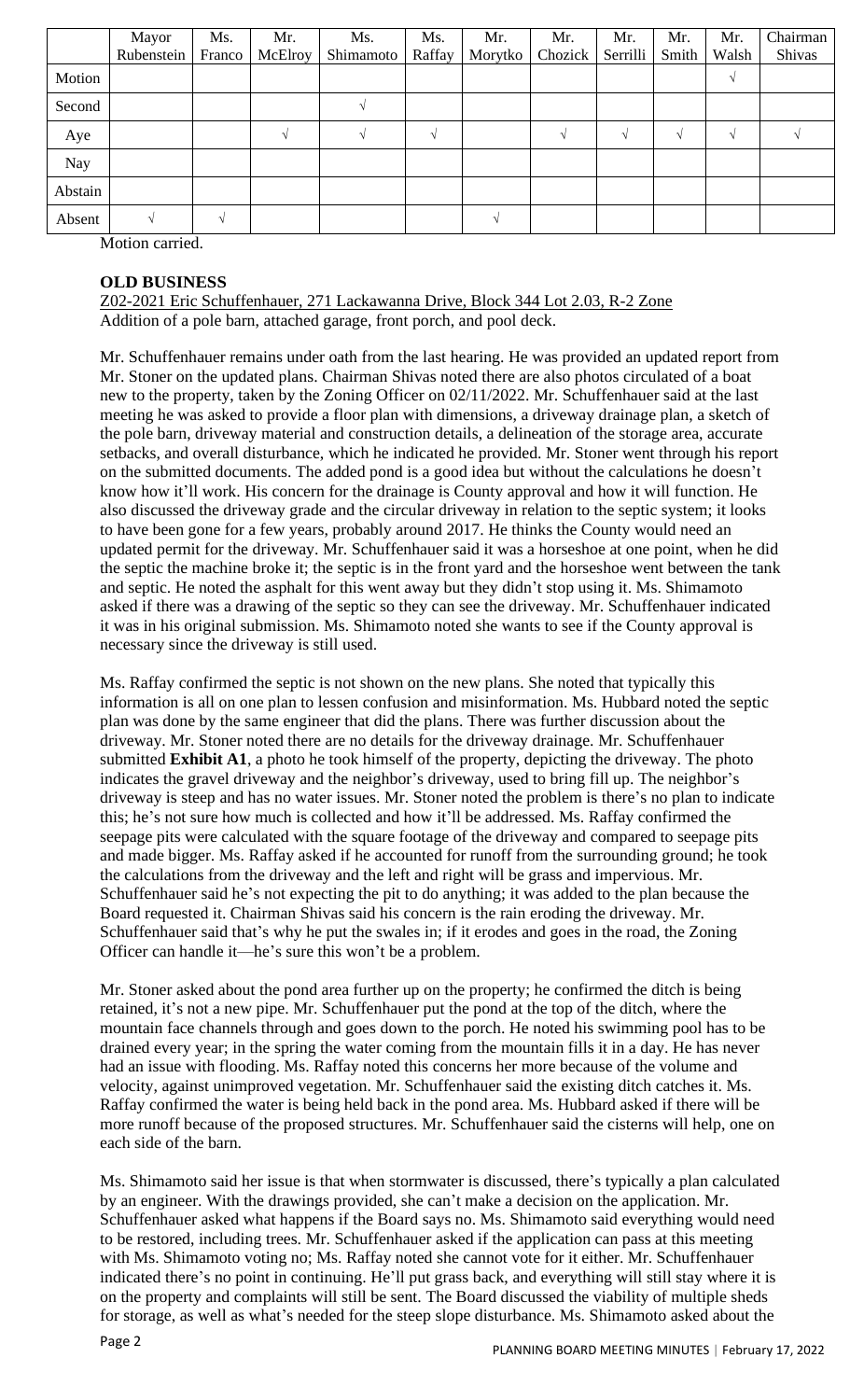| | Mayor Rubenstein | Ms. Franco | Mr. McElroy | Ms. Shimamoto | Ms. Raffay | Mr. Morytko | Mr. Chozick | Mr. Serrilli | Mr. Smith | Mr. Walsh | Chairman Shivas |
|---|---|---|---|---|---|---|---|---|---|---|---|
| Motion | | | | | | | | | | √ | |
| Second | | | | √ | | | | | | | |
| Aye | | | √ | √ | √ | | √ | √ | √ | √ | √ |
| Nay | | | | | | | | | | | |
| Abstain | | | | | | | | | | | |
| Absent | √ | √ | | | | √ | | | | | |

Motion carried.

**OLD BUSINESS**

Z02-2021 Eric Schuffenhauer, 271 Lackawanna Drive, Block 344 Lot 2.03, R-2 Zone
Addition of a pole barn, attached garage, front porch, and pool deck.

Mr. Schuffenhauer remains under oath from the last hearing. He was provided an updated report from Mr. Stoner on the updated plans. Chairman Shivas noted there are also photos circulated of a boat new to the property, taken by the Zoning Officer on 02/11/2022. Mr. Schuffenhauer said at the last meeting he was asked to provide a floor plan with dimensions, a driveway drainage plan, a sketch of the pole barn, driveway material and construction details, a delineation of the storage area, accurate setbacks, and overall disturbance, which he indicated he provided. Mr. Stoner went through his report on the submitted documents. The added pond is a good idea but without the calculations he doesn't know how it'll work. His concern for the drainage is County approval and how it will function. He also discussed the driveway grade and the circular driveway in relation to the septic system; it looks to have been gone for a few years, probably around 2017. He thinks the County would need an updated permit for the driveway. Mr. Schuffenhauer said it was a horseshoe at one point, when he did the septic the machine broke it; the septic is in the front yard and the horseshoe went between the tank and septic. He noted the asphalt for this went away but they didn't stop using it. Ms. Shimamoto asked if there was a drawing of the septic so they can see the driveway. Mr. Schuffenhauer indicated it was in his original submission. Ms. Shimamoto noted she wants to see if the County approval is necessary since the driveway is still used.

Ms. Raffay confirmed the septic is not shown on the new plans. She noted that typically this information is all on one plan to lessen confusion and misinformation. Ms. Hubbard noted the septic plan was done by the same engineer that did the plans. There was further discussion about the driveway. Mr. Stoner noted there are no details for the driveway drainage. Mr. Schuffenhauer submitted **Exhibit A1**, a photo he took himself of the property, depicting the driveway. The photo indicates the gravel driveway and the neighbor's driveway, used to bring fill up. The neighbor's driveway is steep and has no water issues. Mr. Stoner noted the problem is there's no plan to indicate this; he's not sure how much is collected and how it'll be addressed. Ms. Raffay confirmed the seepage pits were calculated with the square footage of the driveway and compared to seepage pits and made bigger. Ms. Raffay asked if he accounted for runoff from the surrounding ground; he took the calculations from the driveway and the left and right will be grass and impervious. Mr. Schuffenhauer said he's not expecting the pit to do anything; it was added to the plan because the Board requested it. Chairman Shivas said his concern is the rain eroding the driveway. Mr. Schuffenhauer said that's why he put the swales in; if it erodes and goes in the road, the Zoning Officer can handle it—he's sure this won't be a problem.

Mr. Stoner asked about the pond area further up on the property; he confirmed the ditch is being retained, it's not a new pipe. Mr. Schuffenhauer put the pond at the top of the ditch, where the mountain face channels through and goes down to the porch. He noted his swimming pool has to be drained every year; in the spring the water coming from the mountain fills it in a day. He has never had an issue with flooding. Ms. Raffay noted this concerns her more because of the volume and velocity, against unimproved vegetation. Mr. Schuffenhauer said the existing ditch catches it. Ms. Raffay confirmed the water is being held back in the pond area. Ms. Hubbard asked if there will be more runoff because of the proposed structures. Mr. Schuffenhauer said the cisterns will help, one on each side of the barn.

Ms. Shimamoto said her issue is that when stormwater is discussed, there's typically a plan calculated by an engineer. With the drawings provided, she can't make a decision on the application. Mr. Schuffenhauer asked what happens if the Board says no. Ms. Shimamoto said everything would need to be restored, including trees. Mr. Schuffenhauer asked if the application can pass at this meeting with Ms. Shimamoto voting no; Ms. Raffay noted she cannot vote for it either. Mr. Schuffenhauer indicated there's no point in continuing. He'll put grass back, and everything will still stay where it is on the property and complaints will still be sent. The Board discussed the viability of multiple sheds for storage, as well as what's needed for the steep slope disturbance. Ms. Shimamoto asked about the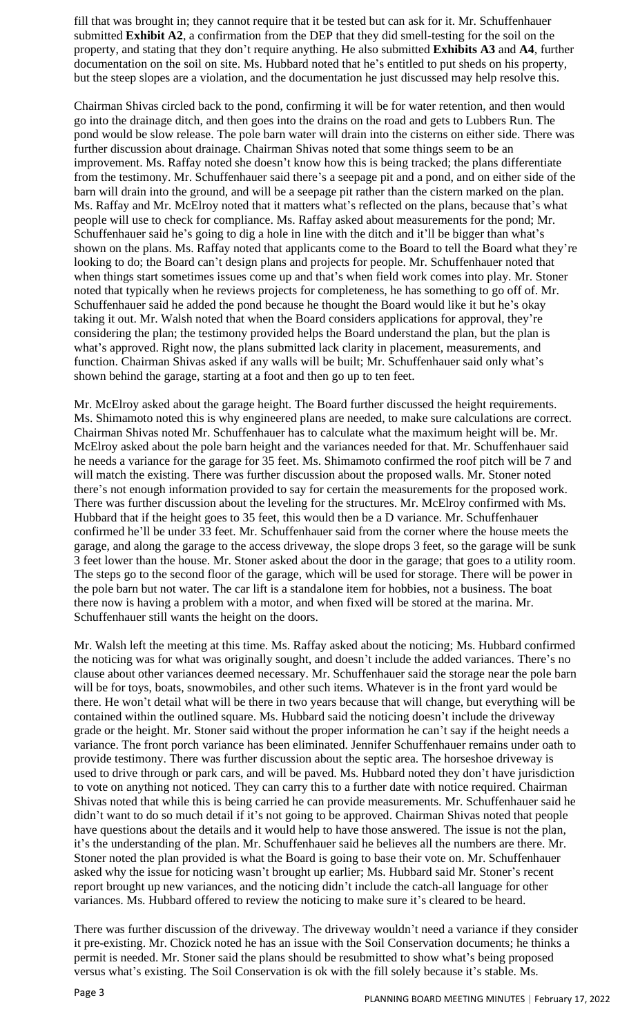fill that was brought in; they cannot require that it be tested but can ask for it. Mr. Schuffenhauer submitted **Exhibit A2**, a confirmation from the DEP that they did smell-testing for the soil on the property, and stating that they don't require anything. He also submitted **Exhibits A3** and **A4**, further documentation on the soil on site. Ms. Hubbard noted that he's entitled to put sheds on his property, but the steep slopes are a violation, and the documentation he just discussed may help resolve this.

Chairman Shivas circled back to the pond, confirming it will be for water retention, and then would go into the drainage ditch, and then goes into the drains on the road and gets to Lubbers Run. The pond would be slow release. The pole barn water will drain into the cisterns on either side. There was further discussion about drainage. Chairman Shivas noted that some things seem to be an improvement. Ms. Raffay noted she doesn't know how this is being tracked; the plans differentiate from the testimony. Mr. Schuffenhauer said there's a seepage pit and a pond, and on either side of the barn will drain into the ground, and will be a seepage pit rather than the cistern marked on the plan. Ms. Raffay and Mr. McElroy noted that it matters what's reflected on the plans, because that's what people will use to check for compliance. Ms. Raffay asked about measurements for the pond; Mr. Schuffenhauer said he's going to dig a hole in line with the ditch and it'll be bigger than what's shown on the plans. Ms. Raffay noted that applicants come to the Board to tell the Board what they're looking to do; the Board can't design plans and projects for people. Mr. Schuffenhauer noted that when things start sometimes issues come up and that's when field work comes into play. Mr. Stoner noted that typically when he reviews projects for completeness, he has something to go off of. Mr. Schuffenhauer said he added the pond because he thought the Board would like it but he's okay taking it out. Mr. Walsh noted that when the Board considers applications for approval, they're considering the plan; the testimony provided helps the Board understand the plan, but the plan is what's approved. Right now, the plans submitted lack clarity in placement, measurements, and function. Chairman Shivas asked if any walls will be built; Mr. Schuffenhauer said only what's shown behind the garage, starting at a foot and then go up to ten feet.

Mr. McElroy asked about the garage height. The Board further discussed the height requirements. Ms. Shimamoto noted this is why engineered plans are needed, to make sure calculations are correct. Chairman Shivas noted Mr. Schuffenhauer has to calculate what the maximum height will be. Mr. McElroy asked about the pole barn height and the variances needed for that. Mr. Schuffenhauer said he needs a variance for the garage for 35 feet. Ms. Shimamoto confirmed the roof pitch will be 7 and will match the existing. There was further discussion about the proposed walls. Mr. Stoner noted there's not enough information provided to say for certain the measurements for the proposed work. There was further discussion about the leveling for the structures. Mr. McElroy confirmed with Ms. Hubbard that if the height goes to 35 feet, this would then be a D variance. Mr. Schuffenhauer confirmed he'll be under 33 feet. Mr. Schuffenhauer said from the corner where the house meets the garage, and along the garage to the access driveway, the slope drops 3 feet, so the garage will be sunk 3 feet lower than the house. Mr. Stoner asked about the door in the garage; that goes to a utility room. The steps go to the second floor of the garage, which will be used for storage. There will be power in the pole barn but not water. The car lift is a standalone item for hobbies, not a business. The boat there now is having a problem with a motor, and when fixed will be stored at the marina. Mr. Schuffenhauer still wants the height on the doors.

Mr. Walsh left the meeting at this time. Ms. Raffay asked about the noticing; Ms. Hubbard confirmed the noticing was for what was originally sought, and doesn't include the added variances. There's no clause about other variances deemed necessary. Mr. Schuffenhauer said the storage near the pole barn will be for toys, boats, snowmobiles, and other such items. Whatever is in the front yard would be there. He won't detail what will be there in two years because that will change, but everything will be contained within the outlined square. Ms. Hubbard said the noticing doesn't include the driveway grade or the height. Mr. Stoner said without the proper information he can't say if the height needs a variance. The front porch variance has been eliminated. Jennifer Schuffenhauer remains under oath to provide testimony. There was further discussion about the septic area. The horseshoe driveway is used to drive through or park cars, and will be paved. Ms. Hubbard noted they don't have jurisdiction to vote on anything not noticed. They can carry this to a further date with notice required. Chairman Shivas noted that while this is being carried he can provide measurements. Mr. Schuffenhauer said he didn't want to do so much detail if it's not going to be approved. Chairman Shivas noted that people have questions about the details and it would help to have those answered. The issue is not the plan, it's the understanding of the plan. Mr. Schuffenhauer said he believes all the numbers are there. Mr. Stoner noted the plan provided is what the Board is going to base their vote on. Mr. Schuffenhauer asked why the issue for noticing wasn't brought up earlier; Ms. Hubbard said Mr. Stoner's recent report brought up new variances, and the noticing didn't include the catch-all language for other variances. Ms. Hubbard offered to review the noticing to make sure it's cleared to be heard.

There was further discussion of the driveway. The driveway wouldn't need a variance if they consider it pre-existing. Mr. Chozick noted he has an issue with the Soil Conservation documents; he thinks a permit is needed. Mr. Stoner said the plans should be resubmitted to show what's being proposed versus what's existing. The Soil Conservation is ok with the fill solely because it's stable. Ms.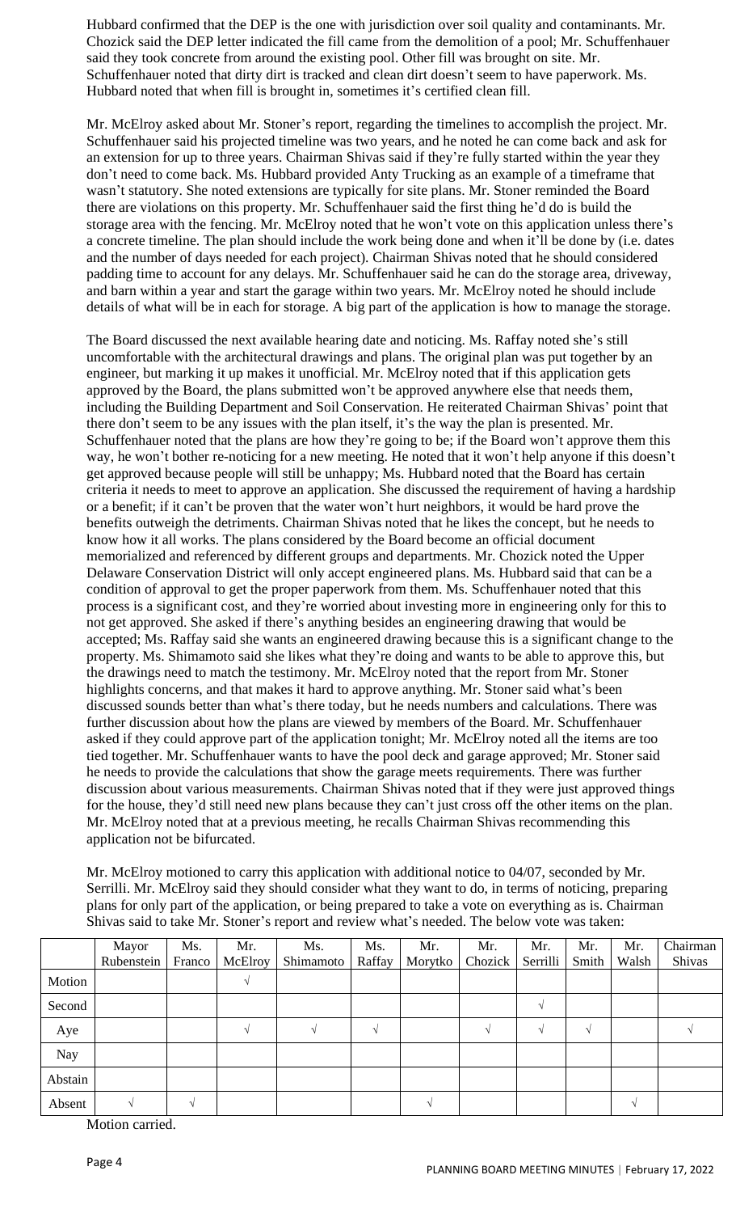Hubbard confirmed that the DEP is the one with jurisdiction over soil quality and contaminants. Mr. Chozick said the DEP letter indicated the fill came from the demolition of a pool; Mr. Schuffenhauer said they took concrete from around the existing pool. Other fill was brought on site. Mr. Schuffenhauer noted that dirty dirt is tracked and clean dirt doesn't seem to have paperwork. Ms. Hubbard noted that when fill is brought in, sometimes it's certified clean fill.

Mr. McElroy asked about Mr. Stoner's report, regarding the timelines to accomplish the project. Mr. Schuffenhauer said his projected timeline was two years, and he noted he can come back and ask for an extension for up to three years. Chairman Shivas said if they're fully started within the year they don't need to come back. Ms. Hubbard provided Anty Trucking as an example of a timeframe that wasn't statutory. She noted extensions are typically for site plans. Mr. Stoner reminded the Board there are violations on this property. Mr. Schuffenhauer said the first thing he'd do is build the storage area with the fencing. Mr. McElroy noted that he won't vote on this application unless there's a concrete timeline. The plan should include the work being done and when it'll be done by (i.e. dates and the number of days needed for each project). Chairman Shivas noted that he should considered padding time to account for any delays. Mr. Schuffenhauer said he can do the storage area, driveway, and barn within a year and start the garage within two years. Mr. McElroy noted he should include details of what will be in each for storage. A big part of the application is how to manage the storage.

The Board discussed the next available hearing date and noticing. Ms. Raffay noted she's still uncomfortable with the architectural drawings and plans. The original plan was put together by an engineer, but marking it up makes it unofficial. Mr. McElroy noted that if this application gets approved by the Board, the plans submitted won't be approved anywhere else that needs them, including the Building Department and Soil Conservation. He reiterated Chairman Shivas' point that there don't seem to be any issues with the plan itself, it's the way the plan is presented. Mr. Schuffenhauer noted that the plans are how they're going to be; if the Board won't approve them this way, he won't bother re-noticing for a new meeting. He noted that it won't help anyone if this doesn't get approved because people will still be unhappy; Ms. Hubbard noted that the Board has certain criteria it needs to meet to approve an application. She discussed the requirement of having a hardship or a benefit; if it can't be proven that the water won't hurt neighbors, it would be hard prove the benefits outweigh the detriments. Chairman Shivas noted that he likes the concept, but he needs to know how it all works. The plans considered by the Board become an official document memorialized and referenced by different groups and departments. Mr. Chozick noted the Upper Delaware Conservation District will only accept engineered plans. Ms. Hubbard said that can be a condition of approval to get the proper paperwork from them. Ms. Schuffenhauer noted that this process is a significant cost, and they're worried about investing more in engineering only for this to not get approved. She asked if there's anything besides an engineering drawing that would be accepted; Ms. Raffay said she wants an engineered drawing because this is a significant change to the property. Ms. Shimamoto said she likes what they're doing and wants to be able to approve this, but the drawings need to match the testimony. Mr. McElroy noted that the report from Mr. Stoner highlights concerns, and that makes it hard to approve anything. Mr. Stoner said what's been discussed sounds better than what's there today, but he needs numbers and calculations. There was further discussion about how the plans are viewed by members of the Board. Mr. Schuffenhauer asked if they could approve part of the application tonight; Mr. McElroy noted all the items are too tied together. Mr. Schuffenhauer wants to have the pool deck and garage approved; Mr. Stoner said he needs to provide the calculations that show the garage meets requirements. There was further discussion about various measurements. Chairman Shivas noted that if they were just approved things for the house, they'd still need new plans because they can't just cross off the other items on the plan. Mr. McElroy noted that at a previous meeting, he recalls Chairman Shivas recommending this application not be bifurcated.

Mr. McElroy motioned to carry this application with additional notice to 04/07, seconded by Mr. Serrilli. Mr. McElroy said they should consider what they want to do, in terms of noticing, preparing plans for only part of the application, or being prepared to take a vote on everything as is. Chairman Shivas said to take Mr. Stoner's report and review what's needed. The below vote was taken:

| | Mayor Rubenstein | Ms. Franco | Mr. McElroy | Ms. Shimamoto | Ms. Raffay | Mr. Morytko | Mr. Chozick | Mr. Serrilli | Mr. Smith | Mr. Walsh | Chairman Shivas |
|---|---|---|---|---|---|---|---|---|---|---|---|
| Motion | | | √ | | | | | | | | |
| Second | | | | | | | | √ | | | |
| Aye | | | √ | √ | √ | | √ | √ | √ | | √ |
| Nay | | | | | | | | | | | |
| Abstain | | | | | | | | | | | |
| Absent | √ | √ | | | | √ | | | | √ | |

Motion carried.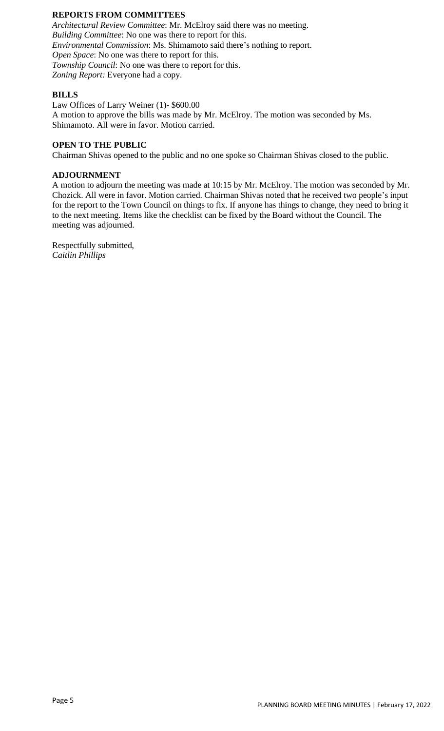## REPORTS FROM COMMITTEES

*Architectural Review Committee*: Mr. McElroy said there was no meeting.
*Building Committee*: No one was there to report for this.
*Environmental Commission*: Ms. Shimamoto said there's nothing to report.
*Open Space*: No one was there to report for this.
*Township Council*: No one was there to report for this.
*Zoning Report:* Everyone had a copy.

## BILLS

Law Offices of Larry Weiner (1)- $600.00
A motion to approve the bills was made by Mr. McElroy. The motion was seconded by Ms. Shimamoto. All were in favor. Motion carried.

## OPEN TO THE PUBLIC

Chairman Shivas opened to the public and no one spoke so Chairman Shivas closed to the public.

## ADJOURNMENT

A motion to adjourn the meeting was made at 10:15 by Mr. McElroy. The motion was seconded by Mr. Chozick. All were in favor. Motion carried. Chairman Shivas noted that he received two people's input for the report to the Town Council on things to fix. If anyone has things to change, they need to bring it to the next meeting. Items like the checklist can be fixed by the Board without the Council. The meeting was adjourned.

Respectfully submitted,
*Caitlin Phillips*